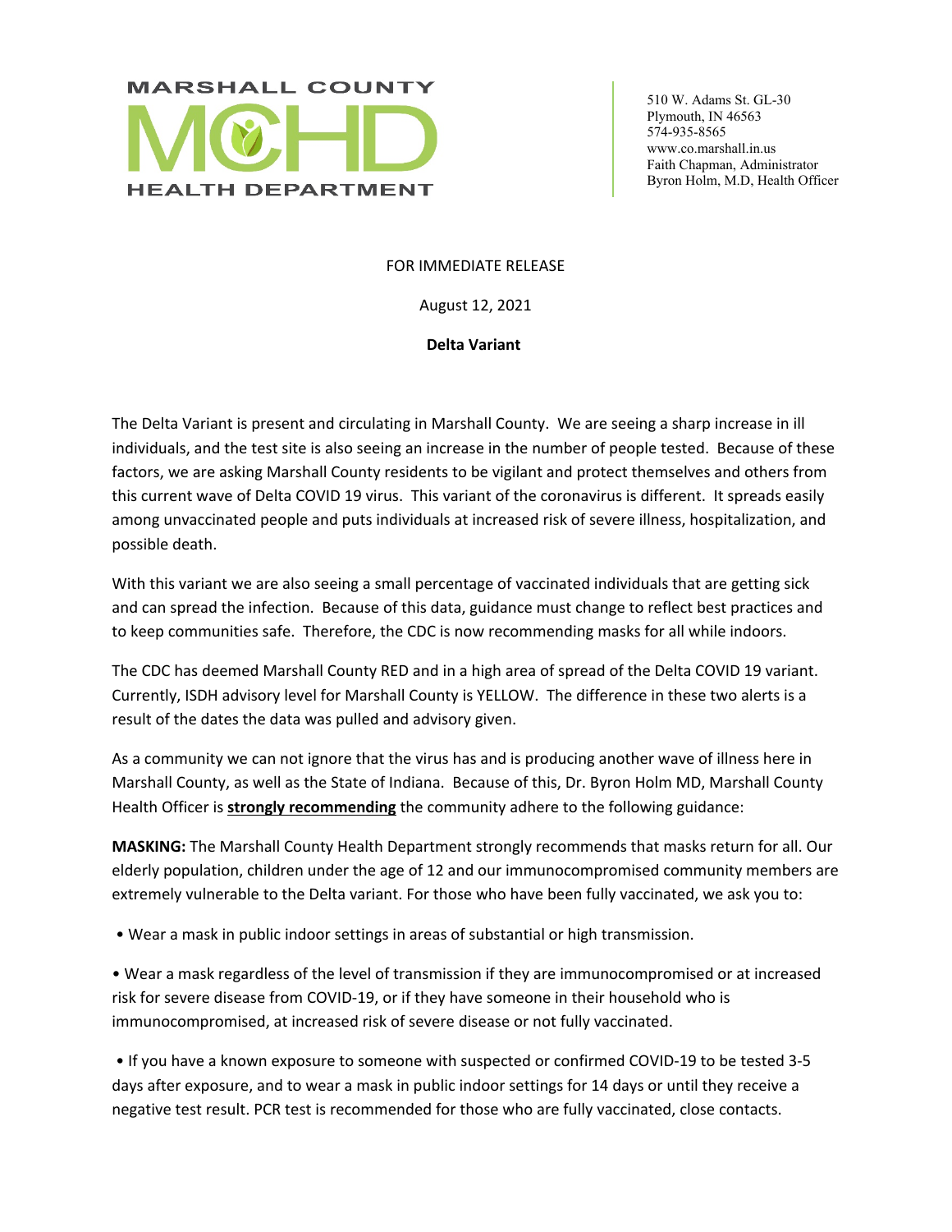# MARSHALL COUNTY MCHD HEALTH DEPARTMENT

510 W. Adams St. GL-30
Plymouth, IN 46563
574-935-8565
www.co.marshall.in.us
Faith Chapman, Administrator
Byron Holm, M.D, Health Officer

FOR IMMEDIATE RELEASE

August 12, 2021

**Delta Variant**

The Delta Variant is present and circulating in Marshall County. We are seeing a sharp increase in ill individuals, and the test site is also seeing an increase in the number of people tested. Because of these factors, we are asking Marshall County residents to be vigilant and protect themselves and others from this current wave of Delta COVID 19 virus. This variant of the coronavirus is different. It spreads easily among unvaccinated people and puts individuals at increased risk of severe illness, hospitalization, and possible death.

With this variant we are also seeing a small percentage of vaccinated individuals that are getting sick and can spread the infection. Because of this data, guidance must change to reflect best practices and to keep communities safe. Therefore, the CDC is now recommending masks for all while indoors.

The CDC has deemed Marshall County RED and in a high area of spread of the Delta COVID 19 variant. Currently, ISDH advisory level for Marshall County is YELLOW. The difference in these two alerts is a result of the dates the data was pulled and advisory given.

As a community we can not ignore that the virus has and is producing another wave of illness here in Marshall County, as well as the State of Indiana. Because of this, Dr. Byron Holm MD, Marshall County Health Officer is **strongly recommending** the community adhere to the following guidance:

**MASKING:** The Marshall County Health Department strongly recommends that masks return for all. Our elderly population, children under the age of 12 and our immunocompromised community members are extremely vulnerable to the Delta variant. For those who have been fully vaccinated, we ask you to:

- Wear a mask in public indoor settings in areas of substantial or high transmission.
- Wear a mask regardless of the level of transmission if they are immunocompromised or at increased risk for severe disease from COVID-19, or if they have someone in their household who is immunocompromised, at increased risk of severe disease or not fully vaccinated.
- If you have a known exposure to someone with suspected or confirmed COVID-19 to be tested 3-5 days after exposure, and to wear a mask in public indoor settings for 14 days or until they receive a negative test result. PCR test is recommended for those who are fully vaccinated, close contacts.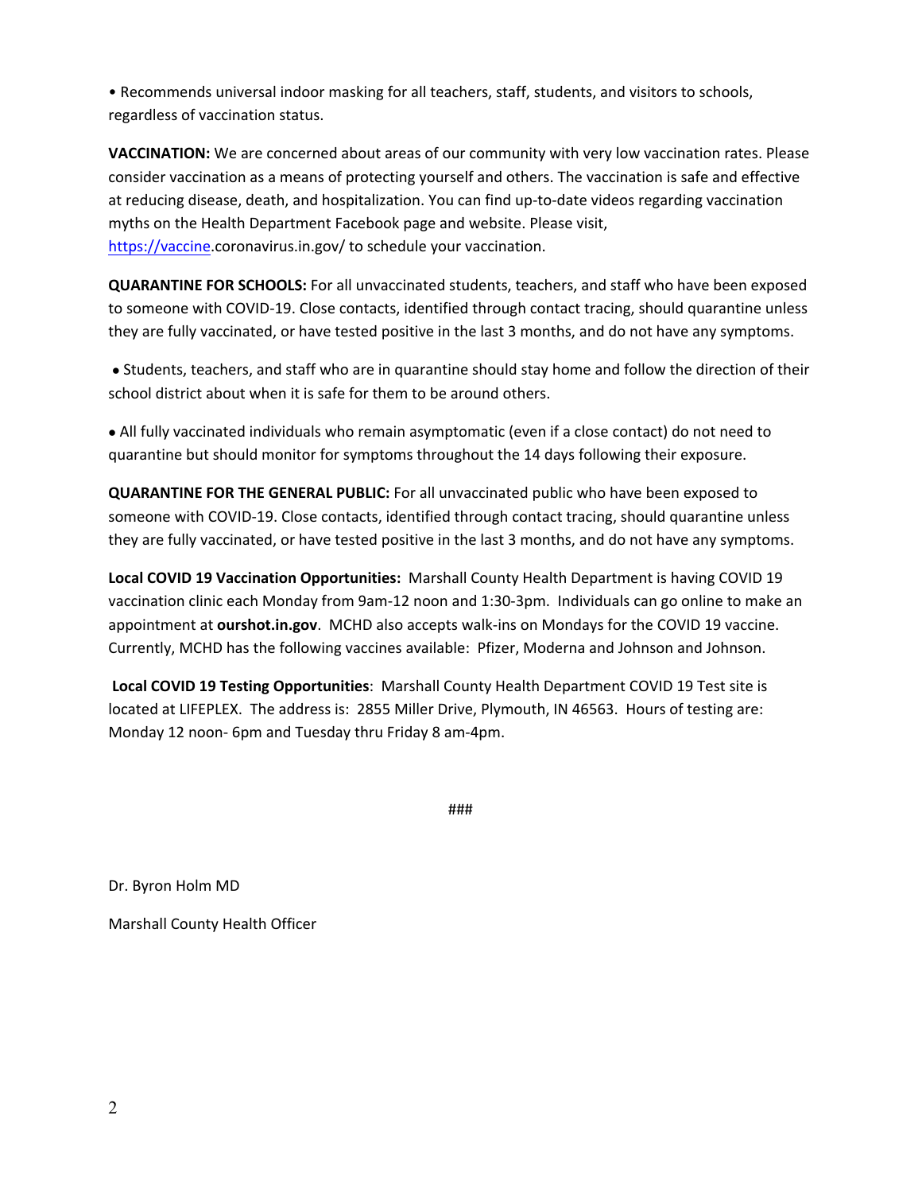- Recommends universal indoor masking for all teachers, staff, students, and visitors to schools, regardless of vaccination status.

**VACCINATION:** We are concerned about areas of our community with very low vaccination rates. Please consider vaccination as a means of protecting yourself and others. The vaccination is safe and effective at reducing disease, death, and hospitalization. You can find up-to-date videos regarding vaccination myths on the Health Department Facebook page and website. Please visit, https://vaccine.coronavirus.in.gov/ to schedule your vaccination.

**QUARANTINE FOR SCHOOLS:** For all unvaccinated students, teachers, and staff who have been exposed to someone with COVID-19. Close contacts, identified through contact tracing, should quarantine unless they are fully vaccinated, or have tested positive in the last 3 months, and do not have any symptoms.

- Students, teachers, and staff who are in quarantine should stay home and follow the direction of their school district about when it is safe for them to be around others.

- All fully vaccinated individuals who remain asymptomatic (even if a close contact) do not need to quarantine but should monitor for symptoms throughout the 14 days following their exposure.

**QUARANTINE FOR THE GENERAL PUBLIC:** For all unvaccinated public who have been exposed to someone with COVID-19. Close contacts, identified through contact tracing, should quarantine unless they are fully vaccinated, or have tested positive in the last 3 months, and do not have any symptoms.

**Local COVID 19 Vaccination Opportunities:** Marshall County Health Department is having COVID 19 vaccination clinic each Monday from 9am-12 noon and 1:30-3pm. Individuals can go online to make an appointment at **ourshot.in.gov**. MCHD also accepts walk-ins on Mondays for the COVID 19 vaccine. Currently, MCHD has the following vaccines available: Pfizer, Moderna and Johnson and Johnson.

**Local COVID 19 Testing Opportunities**: Marshall County Health Department COVID 19 Test site is located at LIFEPLEX. The address is: 2855 Miller Drive, Plymouth, IN 46563. Hours of testing are: Monday 12 noon- 6pm and Tuesday thru Friday 8 am-4pm.

###

Dr. Byron Holm MD

Marshall County Health Officer